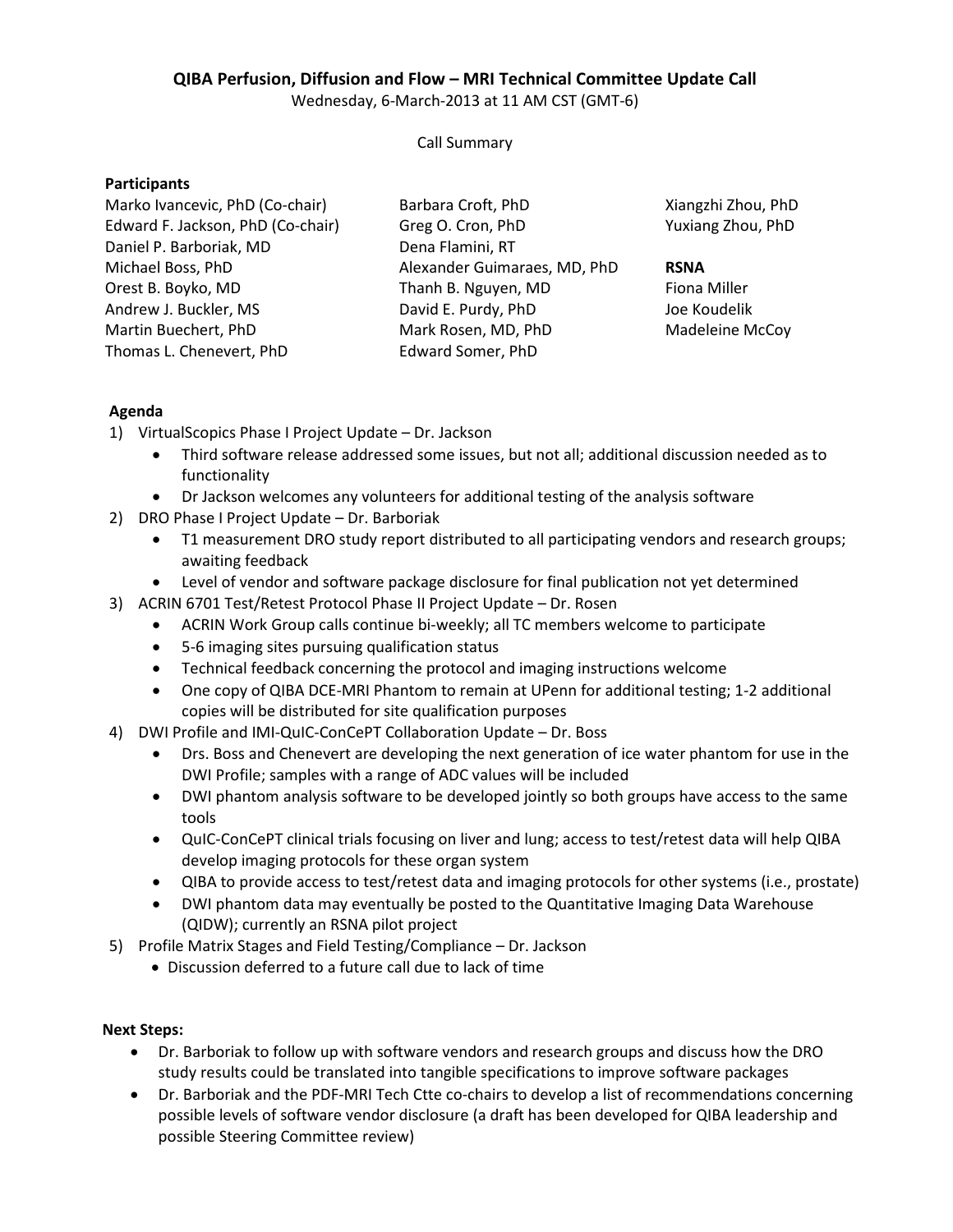# QIBA Perfusion, Diffusion and Flow – MRI Technical Committee Update Call

Wednesday, 6-March-2013 at 11 AM CST (GMT-6)

Call Summary

**Participants**

Marko Ivancevic, PhD (Co-chair)
Edward F. Jackson, PhD (Co-chair)
Daniel P. Barboriak, MD
Michael Boss, PhD
Orest B. Boyko, MD
Andrew J. Buckler, MS
Martin Buechert, PhD
Thomas L. Chenevert, PhD
Barbara Croft, PhD
Greg O. Cron, PhD
Dena Flamini, RT
Alexander Guimaraes, MD, PhD
Thanh B. Nguyen, MD
David E. Purdy, PhD
Mark Rosen, MD, PhD
Edward Somer, PhD
Xiangzhi Zhou, PhD
Yuxiang Zhou, PhD

**RSNA**

Fiona Miller
Joe Koudelik
Madeleine McCoy

**Agenda**

1) VirtualScopics Phase I Project Update – Dr. Jackson
   - Third software release addressed some issues, but not all; additional discussion needed as to functionality
   - Dr Jackson welcomes any volunteers for additional testing of the analysis software
2) DRO Phase I Project Update – Dr. Barboriak
   - T1 measurement DRO study report distributed to all participating vendors and research groups; awaiting feedback
   - Level of vendor and software package disclosure for final publication not yet determined
3) ACRIN 6701 Test/Retest Protocol Phase II Project Update – Dr. Rosen
   - ACRIN Work Group calls continue bi-weekly; all TC members welcome to participate
   - 5-6 imaging sites pursuing qualification status
   - Technical feedback concerning the protocol and imaging instructions welcome
   - One copy of QIBA DCE-MRI Phantom to remain at UPenn for additional testing; 1-2 additional copies will be distributed for site qualification purposes
4) DWI Profile and IMI-QuIC-ConCePT Collaboration Update – Dr. Boss
   - Drs. Boss and Chenevert are developing the next generation of ice water phantom for use in the DWI Profile; samples with a range of ADC values will be included
   - DWI phantom analysis software to be developed jointly so both groups have access to the same tools
   - QuIC-ConCePT clinical trials focusing on liver and lung; access to test/retest data will help QIBA develop imaging protocols for these organ system
   - QIBA to provide access to test/retest data and imaging protocols for other systems (i.e., prostate)
   - DWI phantom data may eventually be posted to the Quantitative Imaging Data Warehouse (QIDW); currently an RSNA pilot project
5) Profile Matrix Stages and Field Testing/Compliance – Dr. Jackson
   - Discussion deferred to a future call due to lack of time

**Next Steps:**

- Dr. Barboriak to follow up with software vendors and research groups and discuss how the DRO study results could be translated into tangible specifications to improve software packages
- Dr. Barboriak and the PDF-MRI Tech Ctte co-chairs to develop a list of recommendations concerning possible levels of software vendor disclosure (a draft has been developed for QIBA leadership and possible Steering Committee review)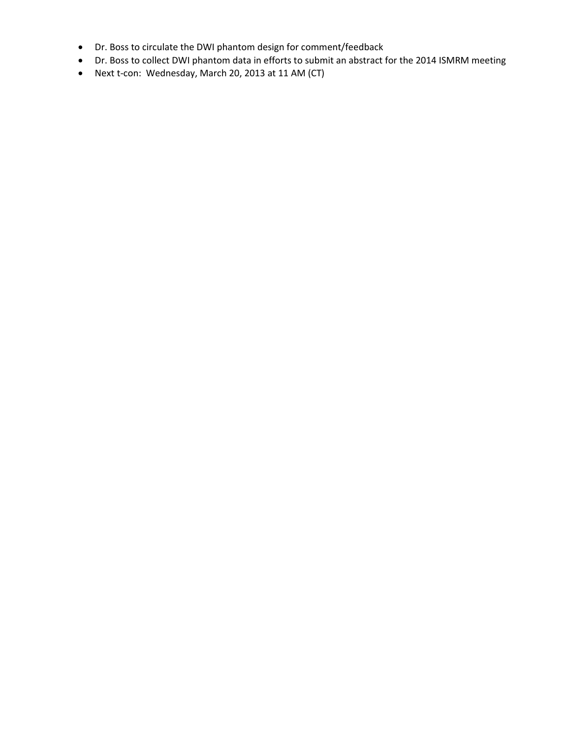- Dr. Boss to circulate the DWI phantom design for comment/feedback
- Dr. Boss to collect DWI phantom data in efforts to submit an abstract for the 2014 ISMRM meeting
- Next t-con: Wednesday, March 20, 2013 at 11 AM (CT)